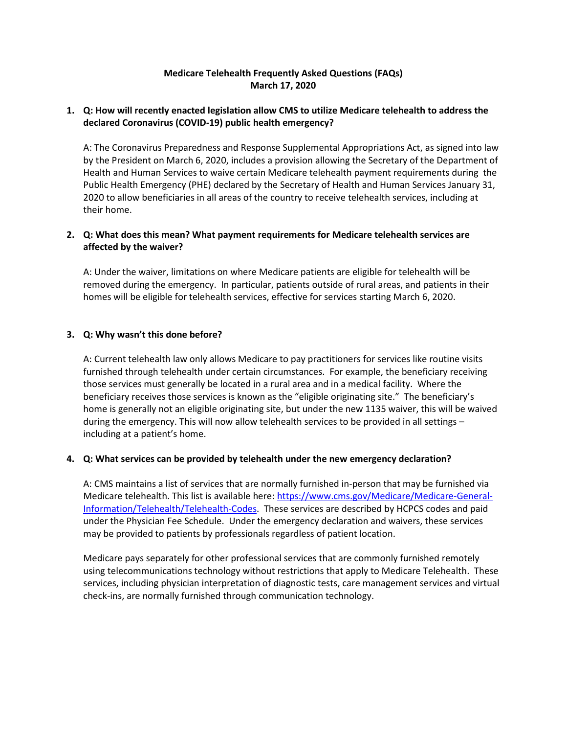# Medicare Telehealth Frequently Asked Questions (FAQs)
## March 17, 2020

1. **Q: How will recently enacted legislation allow CMS to utilize Medicare telehealth to address the declared Coronavirus (COVID-19) public health emergency?**

   A: The Coronavirus Preparedness and Response Supplemental Appropriations Act, as signed into law by the President on March 6, 2020, includes a provision allowing the Secretary of the Department of Health and Human Services to waive certain Medicare telehealth payment requirements during the Public Health Emergency (PHE) declared by the Secretary of Health and Human Services January 31, 2020 to allow beneficiaries in all areas of the country to receive telehealth services, including at their home.

2. **Q: What does this mean? What payment requirements for Medicare telehealth services are affected by the waiver?**

   A: Under the waiver, limitations on where Medicare patients are eligible for telehealth will be removed during the emergency. In particular, patients outside of rural areas, and patients in their homes will be eligible for telehealth services, effective for services starting March 6, 2020.

3. **Q: Why wasn't this done before?**

   A: Current telehealth law only allows Medicare to pay practitioners for services like routine visits furnished through telehealth under certain circumstances. For example, the beneficiary receiving those services must generally be located in a rural area and in a medical facility. Where the beneficiary receives those services is known as the "eligible originating site." The beneficiary's home is generally not an eligible originating site, but under the new 1135 waiver, this will be waived during the emergency. This will now allow telehealth services to be provided in all settings – including at a patient's home.

4. **Q: What services can be provided by telehealth under the new emergency declaration?**

   A: CMS maintains a list of services that are normally furnished in-person that may be furnished via Medicare telehealth. This list is available here: [https://www.cms.gov/Medicare/Medicare-General-Information/Telehealth/Telehealth-Codes](https://www.cms.gov/Medicare/Medicare-General-Information/Telehealth/Telehealth-Codes). These services are described by HCPCS codes and paid under the Physician Fee Schedule. Under the emergency declaration and waivers, these services may be provided to patients by professionals regardless of patient location.

   Medicare pays separately for other professional services that are commonly furnished remotely using telecommunications technology without restrictions that apply to Medicare Telehealth. These services, including physician interpretation of diagnostic tests, care management services and virtual check-ins, are normally furnished through communication technology.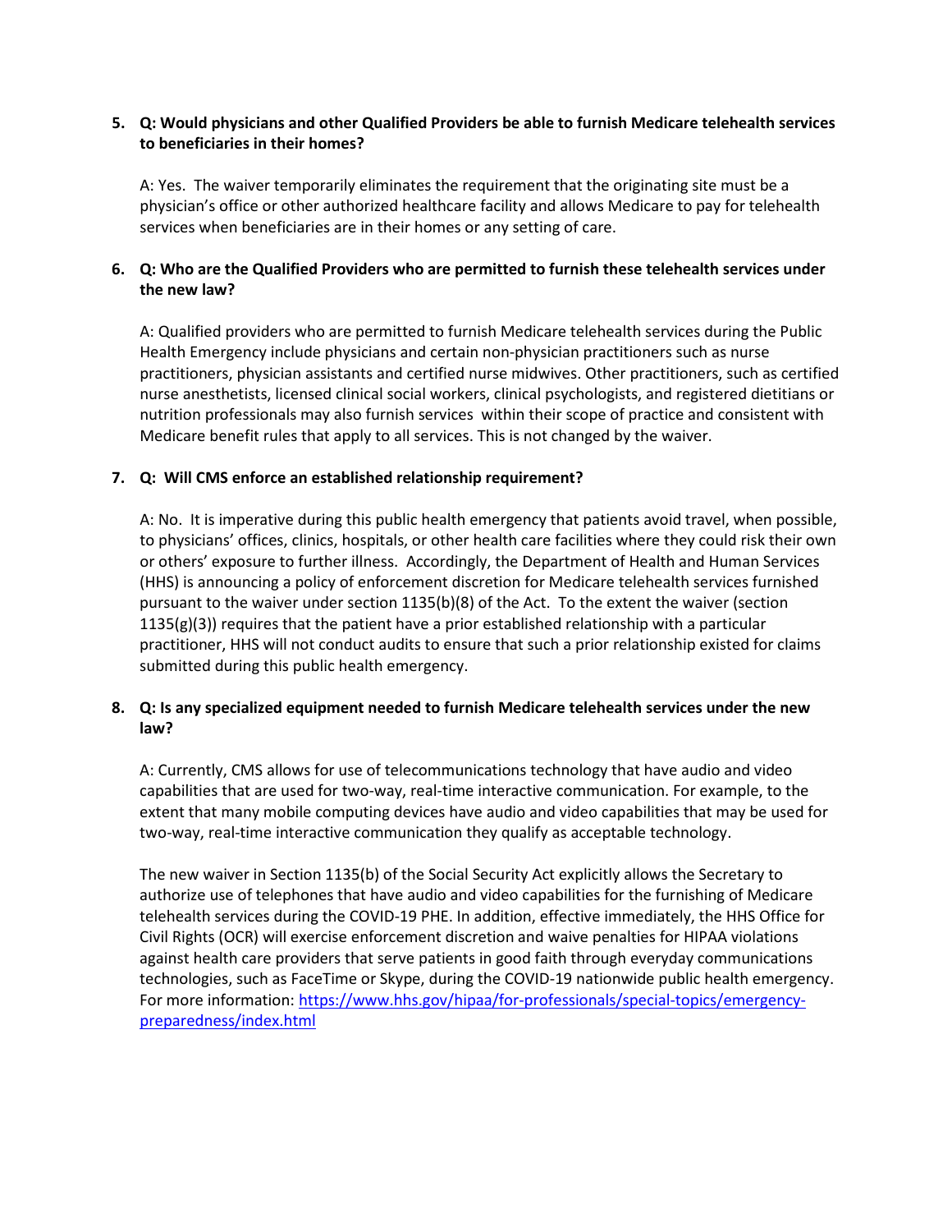5. **Q: Would physicians and other Qualified Providers be able to furnish Medicare telehealth services to beneficiaries in their homes?**

   A: Yes. The waiver temporarily eliminates the requirement that the originating site must be a physician's office or other authorized healthcare facility and allows Medicare to pay for telehealth services when beneficiaries are in their homes or any setting of care.

6. **Q: Who are the Qualified Providers who are permitted to furnish these telehealth services under the new law?**

   A: Qualified providers who are permitted to furnish Medicare telehealth services during the Public Health Emergency include physicians and certain non-physician practitioners such as nurse practitioners, physician assistants and certified nurse midwives. Other practitioners, such as certified nurse anesthetists, licensed clinical social workers, clinical psychologists, and registered dietitians or nutrition professionals may also furnish services within their scope of practice and consistent with Medicare benefit rules that apply to all services. This is not changed by the waiver.

7. **Q: Will CMS enforce an established relationship requirement?**

   A: No. It is imperative during this public health emergency that patients avoid travel, when possible, to physicians' offices, clinics, hospitals, or other health care facilities where they could risk their own or others' exposure to further illness. Accordingly, the Department of Health and Human Services (HHS) is announcing a policy of enforcement discretion for Medicare telehealth services furnished pursuant to the waiver under section 1135(b)(8) of the Act. To the extent the waiver (section 1135(g)(3)) requires that the patient have a prior established relationship with a particular practitioner, HHS will not conduct audits to ensure that such a prior relationship existed for claims submitted during this public health emergency.

8. **Q: Is any specialized equipment needed to furnish Medicare telehealth services under the new law?**

   A: Currently, CMS allows for use of telecommunications technology that have audio and video capabilities that are used for two-way, real-time interactive communication. For example, to the extent that many mobile computing devices have audio and video capabilities that may be used for two-way, real-time interactive communication they qualify as acceptable technology.

   The new waiver in Section 1135(b) of the Social Security Act explicitly allows the Secretary to authorize use of telephones that have audio and video capabilities for the furnishing of Medicare telehealth services during the COVID-19 PHE. In addition, effective immediately, the HHS Office for Civil Rights (OCR) will exercise enforcement discretion and waive penalties for HIPAA violations against health care providers that serve patients in good faith through everyday communications technologies, such as FaceTime or Skype, during the COVID-19 nationwide public health emergency. For more information: [https://www.hhs.gov/hipaa/for-professionals/special-topics/emergency-preparedness/index.html](https://www.hhs.gov/hipaa/for-professionals/special-topics/emergency-preparedness/index.html)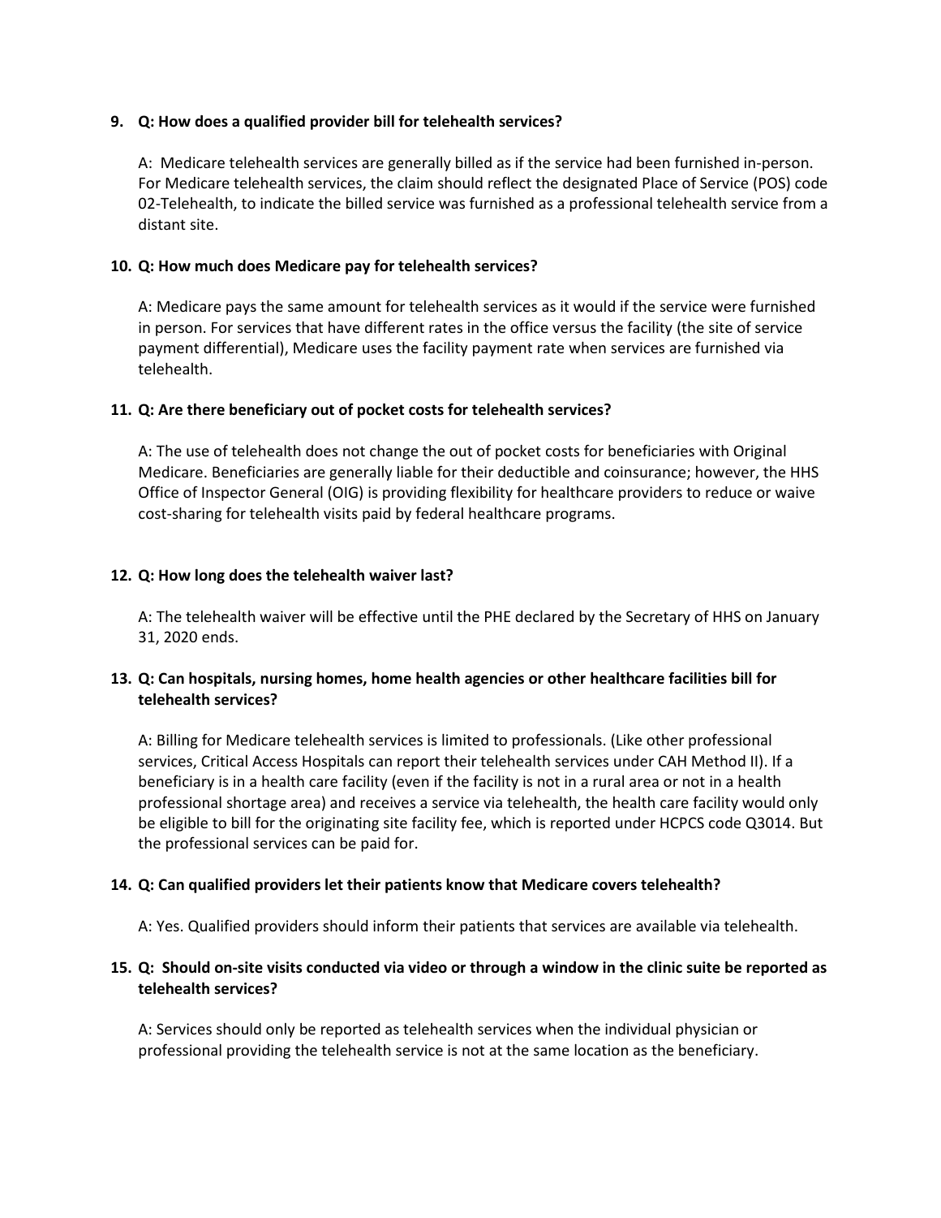9. **Q: How does a qualified provider bill for telehealth services?**

   A: Medicare telehealth services are generally billed as if the service had been furnished in-person. For Medicare telehealth services, the claim should reflect the designated Place of Service (POS) code 02-Telehealth, to indicate the billed service was furnished as a professional telehealth service from a distant site.

10. **Q: How much does Medicare pay for telehealth services?**

    A: Medicare pays the same amount for telehealth services as it would if the service were furnished in person. For services that have different rates in the office versus the facility (the site of service payment differential), Medicare uses the facility payment rate when services are furnished via telehealth.

11. **Q: Are there beneficiary out of pocket costs for telehealth services?**

    A: The use of telehealth does not change the out of pocket costs for beneficiaries with Original Medicare. Beneficiaries are generally liable for their deductible and coinsurance; however, the HHS Office of Inspector General (OIG) is providing flexibility for healthcare providers to reduce or waive cost-sharing for telehealth visits paid by federal healthcare programs.

12. **Q: How long does the telehealth waiver last?**

    A: The telehealth waiver will be effective until the PHE declared by the Secretary of HHS on January 31, 2020 ends.

13. **Q: Can hospitals, nursing homes, home health agencies or other healthcare facilities bill for telehealth services?**

    A: Billing for Medicare telehealth services is limited to professionals. (Like other professional services, Critical Access Hospitals can report their telehealth services under CAH Method II). If a beneficiary is in a health care facility (even if the facility is not in a rural area or not in a health professional shortage area) and receives a service via telehealth, the health care facility would only be eligible to bill for the originating site facility fee, which is reported under HCPCS code Q3014. But the professional services can be paid for.

14. **Q: Can qualified providers let their patients know that Medicare covers telehealth?**

    A: Yes. Qualified providers should inform their patients that services are available via telehealth.

15. **Q: Should on-site visits conducted via video or through a window in the clinic suite be reported as telehealth services?**

    A: Services should only be reported as telehealth services when the individual physician or professional providing the telehealth service is not at the same location as the beneficiary.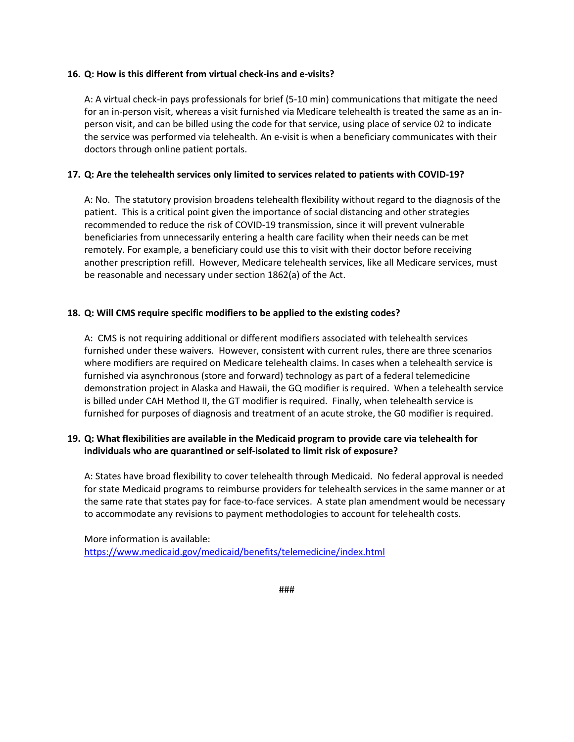16. **Q: How is this different from virtual check-ins and e-visits?**

    A: A virtual check-in pays professionals for brief (5-10 min) communications that mitigate the need for an in-person visit, whereas a visit furnished via Medicare telehealth is treated the same as an in-person visit, and can be billed using the code for that service, using place of service 02 to indicate the service was performed via telehealth. An e-visit is when a beneficiary communicates with their doctors through online patient portals.

17. **Q: Are the telehealth services only limited to services related to patients with COVID-19?**

    A: No. The statutory provision broadens telehealth flexibility without regard to the diagnosis of the patient. This is a critical point given the importance of social distancing and other strategies recommended to reduce the risk of COVID-19 transmission, since it will prevent vulnerable beneficiaries from unnecessarily entering a health care facility when their needs can be met remotely. For example, a beneficiary could use this to visit with their doctor before receiving another prescription refill. However, Medicare telehealth services, like all Medicare services, must be reasonable and necessary under section 1862(a) of the Act.

18. **Q: Will CMS require specific modifiers to be applied to the existing codes?**

    A: CMS is not requiring additional or different modifiers associated with telehealth services furnished under these waivers. However, consistent with current rules, there are three scenarios where modifiers are required on Medicare telehealth claims. In cases when a telehealth service is furnished via asynchronous (store and forward) technology as part of a federal telemedicine demonstration project in Alaska and Hawaii, the GQ modifier is required. When a telehealth service is billed under CAH Method II, the GT modifier is required. Finally, when telehealth service is furnished for purposes of diagnosis and treatment of an acute stroke, the G0 modifier is required.

19. **Q: What flexibilities are available in the Medicaid program to provide care via telehealth for individuals who are quarantined or self-isolated to limit risk of exposure?**

    A: States have broad flexibility to cover telehealth through Medicaid. No federal approval is needed for state Medicaid programs to reimburse providers for telehealth services in the same manner or at the same rate that states pay for face-to-face services. A state plan amendment would be necessary to accommodate any revisions to payment methodologies to account for telehealth costs.

    More information is available:
    https://www.medicaid.gov/medicaid/benefits/telemedicine/index.html

###